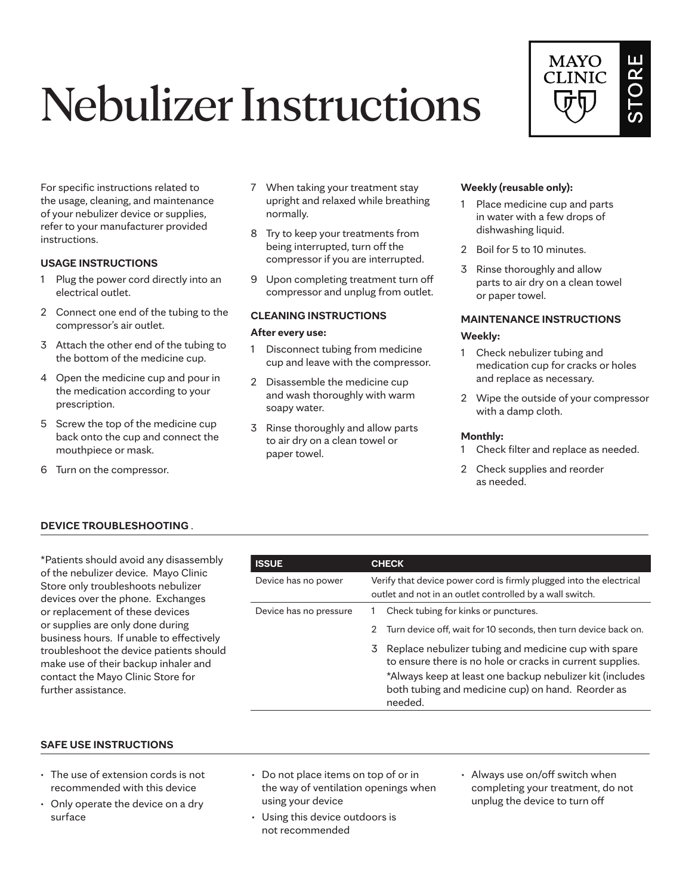# Nebulizer Instructions

MAYO CLINIC STORE

For specific instructions related to the usage, cleaning, and maintenance of your nebulizer device or supplies, refer to your manufacturer provided instructions.

## USAGE INSTRUCTIONS

1. Plug the power cord directly into an electrical outlet.
2. Connect one end of the tubing to the compressor's air outlet.
3. Attach the other end of the tubing to the bottom of the medicine cup.
4. Open the medicine cup and pour in the medication according to your prescription.
5. Screw the top of the medicine cup back onto the cup and connect the mouthpiece or mask.
6. Turn on the compressor.
7. When taking your treatment stay upright and relaxed while breathing normally.
8. Try to keep your treatments from being interrupted, turn off the compressor if you are interrupted.
9. Upon completing treatment turn off compressor and unplug from outlet.

## CLEANING INSTRUCTIONS

**After every use:**

1. Disconnect tubing from medicine cup and leave with the compressor.
2. Disassemble the medicine cup and wash thoroughly with warm soapy water.
3. Rinse thoroughly and allow parts to air dry on a clean towel or paper towel.

**Weekly (reusable only):**

1. Place medicine cup and parts in water with a few drops of dishwashing liquid.
2. Boil for 5 to 10 minutes.
3. Rinse thoroughly and allow parts to air dry on a clean towel or paper towel.

## MAINTENANCE INSTRUCTIONS

**Weekly:**

1. Check nebulizer tubing and medication cup for cracks or holes and replace as necessary.
2. Wipe the outside of your compressor with a damp cloth.

**Monthly:**

1. Check filter and replace as needed.
2. Check supplies and reorder as needed.

## DEVICE TROUBLESHOOTING .

*Patients should avoid any disassembly of the nebulizer device. Mayo Clinic Store only troubleshoots nebulizer devices over the phone. Exchanges or replacement of these devices or supplies are only done during business hours. If unable to effectively troubleshoot the device patients should make use of their backup inhaler and contact the Mayo Clinic Store for further assistance.

| ISSUE | CHECK |
|---|---|
| Device has no power | Verify that device power cord is firmly plugged into the electrical outlet and not in an outlet controlled by a wall switch. |
| Device has no pressure | 1 Check tubing for kinks or punctures.<br>2 Turn device off, wait for 10 seconds, then turn device back on.<br>3 Replace nebulizer tubing and medicine cup with spare to ensure there is no hole or cracks in current supplies. *Always keep at least one backup nebulizer kit (includes both tubing and medicine cup) on hand. Reorder as needed. |

## SAFE USE INSTRUCTIONS

- The use of extension cords is not recommended with this device
- Only operate the device on a dry surface
- Do not place items on top of or in the way of ventilation openings when using your device
- Using this device outdoors is not recommended
- Always use on/off switch when completing your treatment, do not unplug the device to turn off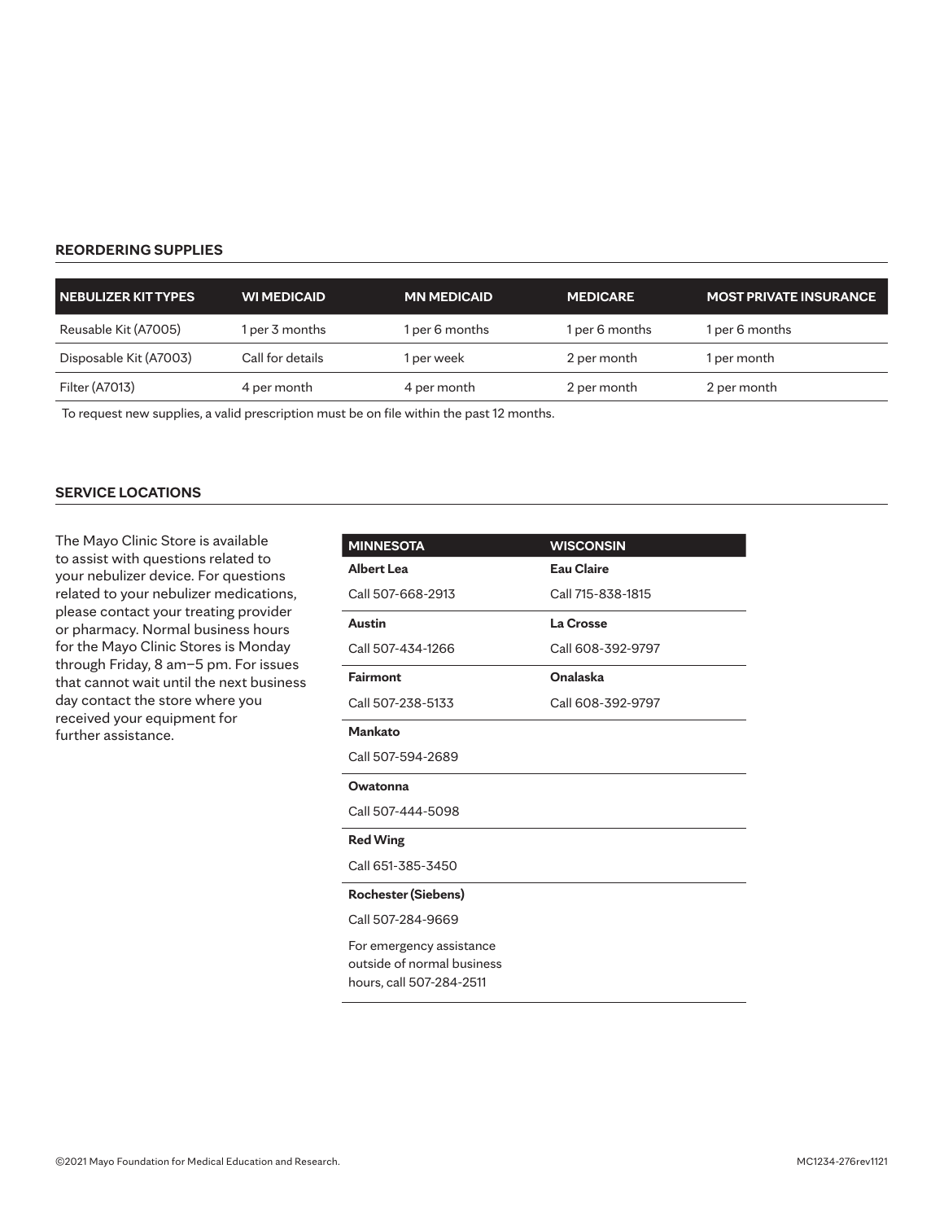## REORDERING SUPPLIES

| NEBULIZER KIT TYPES | WI MEDICAID | MN MEDICAID | MEDICARE | MOST PRIVATE INSURANCE |
|---|---|---|---|---|
| Reusable Kit (A7005) | 1 per 3 months | 1 per 6 months | 1 per 6 months | 1 per 6 months |
| Disposable Kit (A7003) | Call for details | 1 per week | 2 per month | 1 per month |
| Filter (A7013) | 4 per month | 4 per month | 2 per month | 2 per month |

To request new supplies, a valid prescription must be on file within the past 12 months.

## SERVICE LOCATIONS

The Mayo Clinic Store is available to assist with questions related to your nebulizer device. For questions related to your nebulizer medications, please contact your treating provider or pharmacy. Normal business hours for the Mayo Clinic Stores is Monday through Friday, 8 am–5 pm. For issues that cannot wait until the next business day contact the store where you received your equipment for further assistance.

| MINNESOTA | WISCONSIN |
|---|---|
| **Albert Lea**<br>Call 507-668-2913 | **Eau Claire**<br>Call 715-838-1815 |
| **Austin**<br>Call 507-434-1266 | **La Crosse**<br>Call 608-392-9797 |
| **Fairmont**<br>Call 507-238-5133 | **Onalaska**<br>Call 608-392-9797 |
| **Mankato**<br>Call 507-594-2689 | |
| **Owatonna**<br>Call 507-444-5098 | |
| **Red Wing**<br>Call 651-385-3450 | |
| **Rochester (Siebens)**<br>Call 507-284-9669<br>For emergency assistance outside of normal business hours, call 507-284-2511 | |

©2021 Mayo Foundation for Medical Education and Research.

MC1234-276rev1121